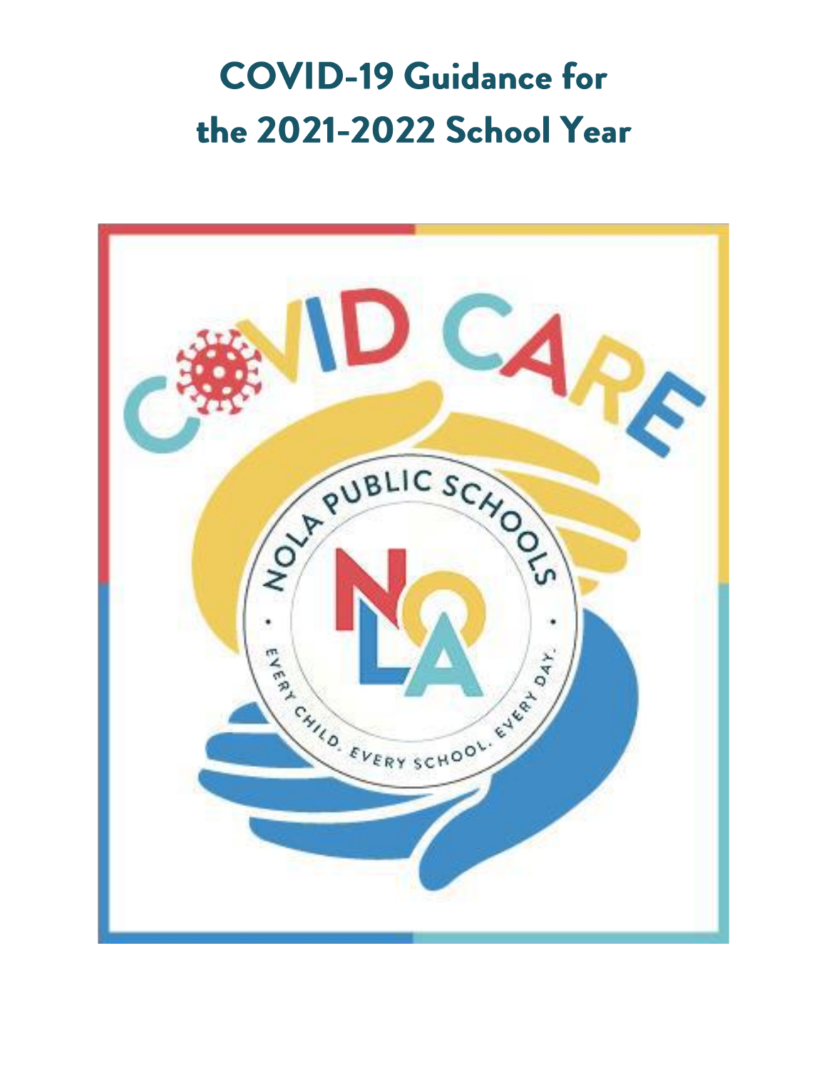# COVID-19 Guidance for the 2021-2022 School Year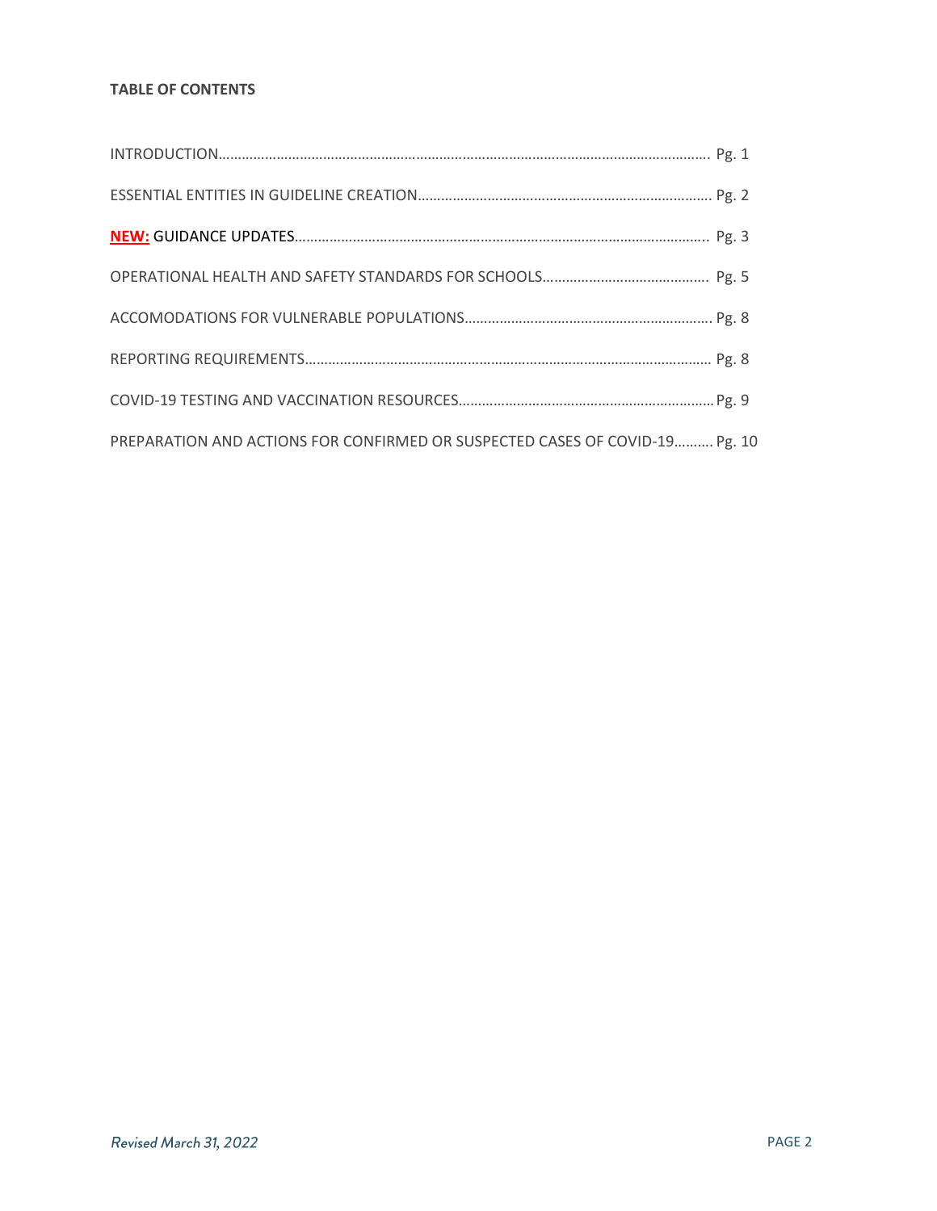**TABLE OF CONTENTS**

INTRODUCTION…………………………………………………………………………………………………………… Pg. 1

ESSENTIAL ENTITIES IN GUIDELINE CREATION………………………………………………………………… Pg. 2

**NEW:** GUIDANCE UPDATES……………………………………………………………………………………… Pg. 3

OPERATIONAL HEALTH AND SAFETY STANDARDS FOR SCHOOLS…………………………………… Pg. 5

ACCOMODATIONS FOR VULNERABLE POPULATIONS………………………………………………… Pg. 8

REPORTING REQUIREMENTS……………………………………………………………………………………… Pg. 8

COVID-19 TESTING AND VACCINATION RESOURCES……………………………………………………… Pg. 9

PREPARATION AND ACTIONS FOR CONFIRMED OR SUSPECTED CASES OF COVID-19………. Pg. 10

*Revised March 31, 2022*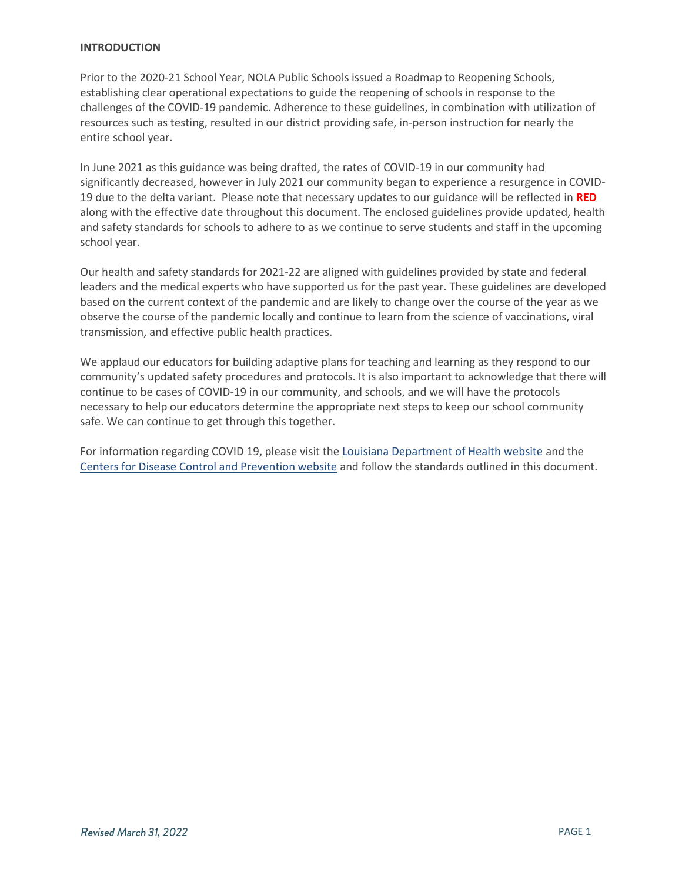## INTRODUCTION

Prior to the 2020-21 School Year, NOLA Public Schools issued a Roadmap to Reopening Schools, establishing clear operational expectations to guide the reopening of schools in response to the challenges of the COVID-19 pandemic. Adherence to these guidelines, in combination with utilization of resources such as testing, resulted in our district providing safe, in-person instruction for nearly the entire school year.

In June 2021 as this guidance was being drafted, the rates of COVID-19 in our community had significantly decreased, however in July 2021 our community began to experience a resurgence in COVID-19 due to the delta variant. Please note that necessary updates to our guidance will be reflected in **RED** along with the effective date throughout this document. The enclosed guidelines provide updated, health and safety standards for schools to adhere to as we continue to serve students and staff in the upcoming school year.

Our health and safety standards for 2021-22 are aligned with guidelines provided by state and federal leaders and the medical experts who have supported us for the past year. These guidelines are developed based on the current context of the pandemic and are likely to change over the course of the year as we observe the course of the pandemic locally and continue to learn from the science of vaccinations, viral transmission, and effective public health practices.

We applaud our educators for building adaptive plans for teaching and learning as they respond to our community's updated safety procedures and protocols. It is also important to acknowledge that there will continue to be cases of COVID-19 in our community, and schools, and we will have the protocols necessary to help our educators determine the appropriate next steps to keep our school community safe. We can continue to get through this together.

For information regarding COVID 19, please visit the Louisiana Department of Health website and the Centers for Disease Control and Prevention website and follow the standards outlined in this document.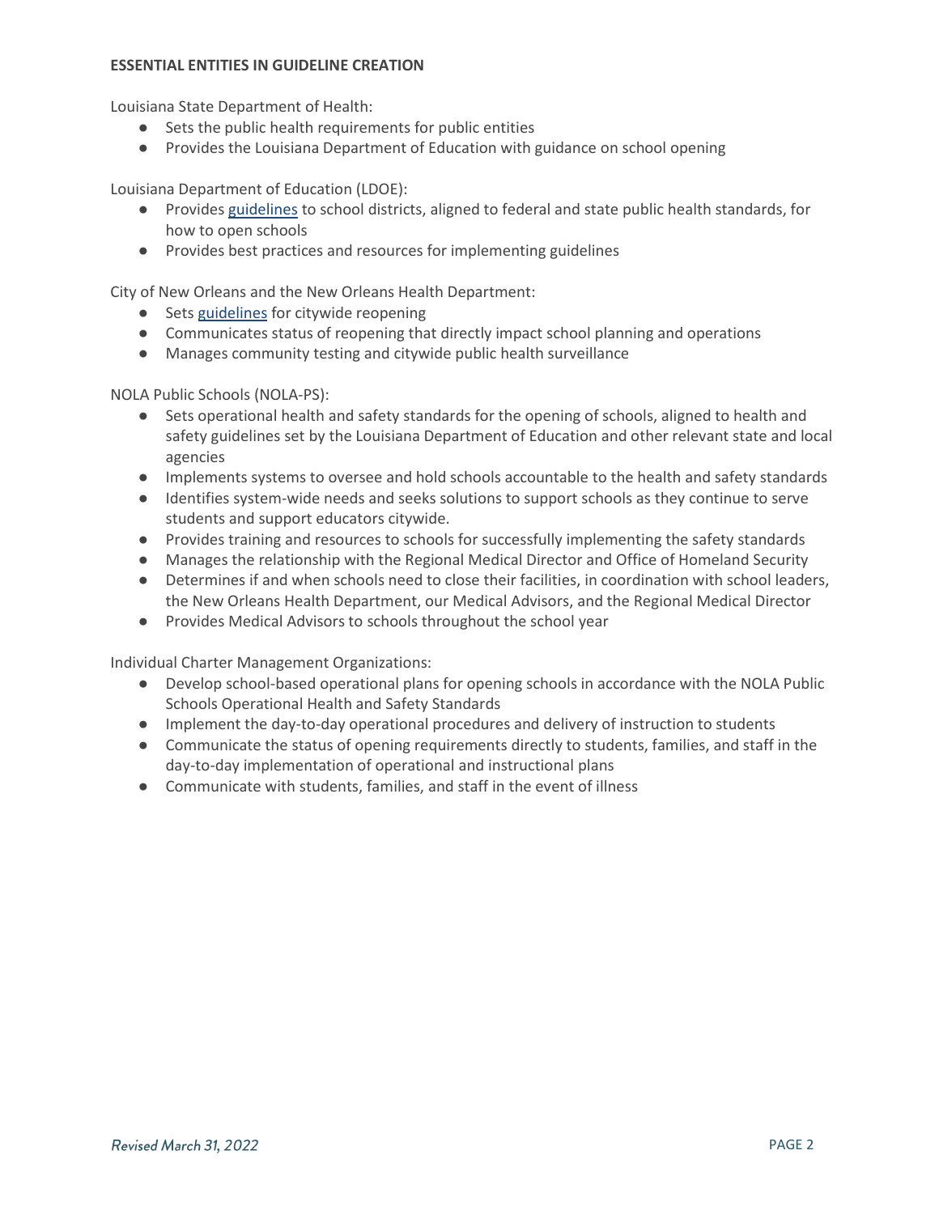**ESSENTIAL ENTITIES IN GUIDELINE CREATION**

Louisiana State Department of Health:

- Sets the public health requirements for public entities
- Provides the Louisiana Department of Education with guidance on school opening

Louisiana Department of Education (LDOE):

- Provides guidelines to school districts, aligned to federal and state public health standards, for how to open schools
- Provides best practices and resources for implementing guidelines

City of New Orleans and the New Orleans Health Department:

- Sets guidelines for citywide reopening
- Communicates status of reopening that directly impact school planning and operations
- Manages community testing and citywide public health surveillance

NOLA Public Schools (NOLA-PS):

- Sets operational health and safety standards for the opening of schools, aligned to health and safety guidelines set by the Louisiana Department of Education and other relevant state and local agencies
- Implements systems to oversee and hold schools accountable to the health and safety standards
- Identifies system-wide needs and seeks solutions to support schools as they continue to serve students and support educators citywide.
- Provides training and resources to schools for successfully implementing the safety standards
- Manages the relationship with the Regional Medical Director and Office of Homeland Security
- Determines if and when schools need to close their facilities, in coordination with school leaders, the New Orleans Health Department, our Medical Advisors, and the Regional Medical Director
- Provides Medical Advisors to schools throughout the school year

Individual Charter Management Organizations:

- Develop school-based operational plans for opening schools in accordance with the NOLA Public Schools Operational Health and Safety Standards
- Implement the day-to-day operational procedures and delivery of instruction to students
- Communicate the status of opening requirements directly to students, families, and staff in the day-to-day implementation of operational and instructional plans
- Communicate with students, families, and staff in the event of illness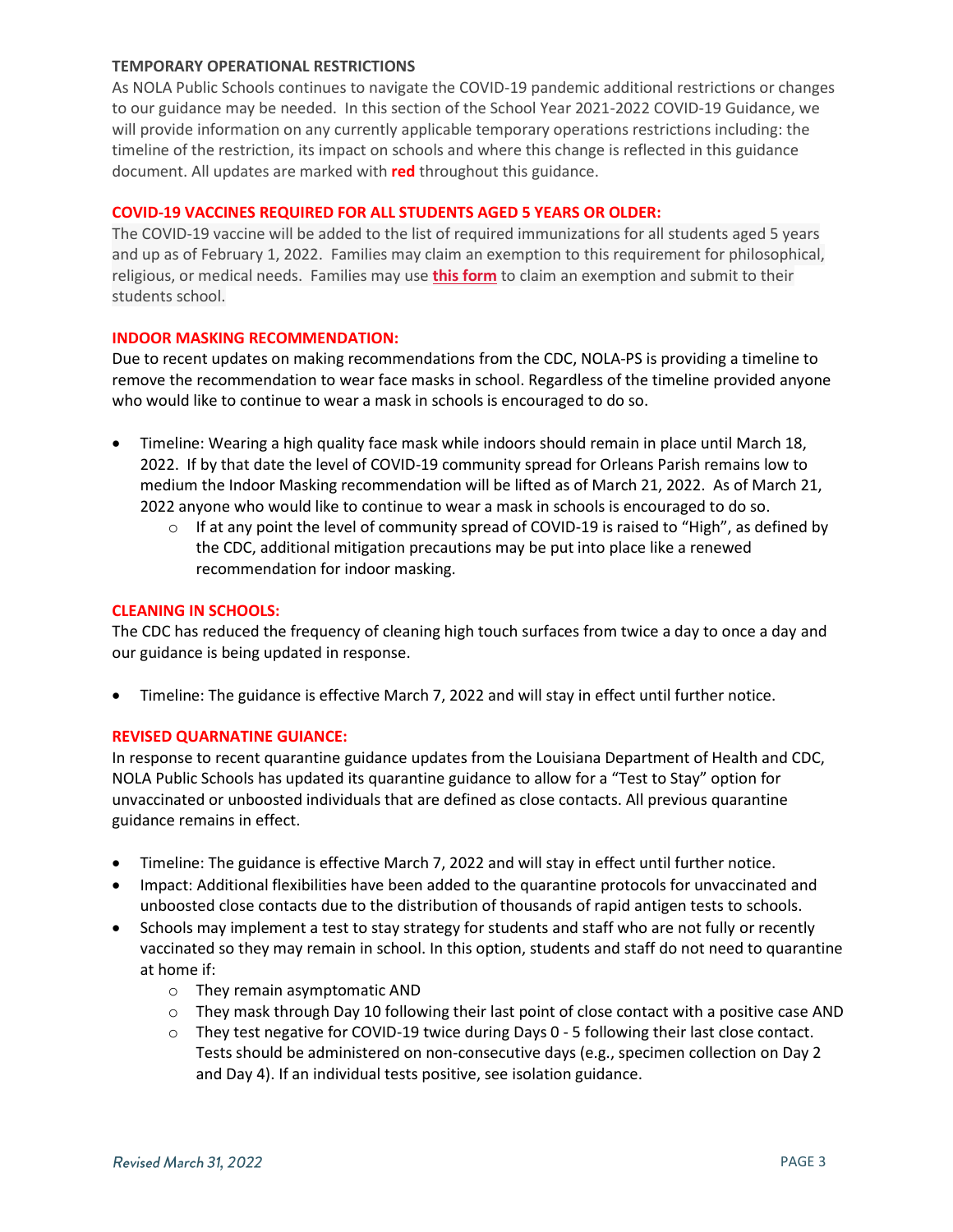## TEMPORARY OPERATIONAL RESTRICTIONS

As NOLA Public Schools continues to navigate the COVID-19 pandemic additional restrictions or changes to our guidance may be needed. In this section of the School Year 2021-2022 COVID-19 Guidance, we will provide information on any currently applicable temporary operations restrictions including: the timeline of the restriction, its impact on schools and where this change is reflected in this guidance document. All updates are marked with **red** throughout this guidance.

### COVID-19 VACCINES REQUIRED FOR ALL STUDENTS AGED 5 YEARS OR OLDER:

The COVID-19 vaccine will be added to the list of required immunizations for all students aged 5 years and up as of February 1, 2022. Families may claim an exemption to this requirement for philosophical, religious, or medical needs. Families may use **this form** to claim an exemption and submit to their students school.

### INDOOR MASKING RECOMMENDATION:

Due to recent updates on making recommendations from the CDC, NOLA-PS is providing a timeline to remove the recommendation to wear face masks in school. Regardless of the timeline provided anyone who would like to continue to wear a mask in schools is encouraged to do so.

- Timeline: Wearing a high quality face mask while indoors should remain in place until March 18, 2022. If by that date the level of COVID-19 community spread for Orleans Parish remains low to medium the Indoor Masking recommendation will be lifted as of March 21, 2022. As of March 21, 2022 anyone who would like to continue to wear a mask in schools is encouraged to do so.
  - If at any point the level of community spread of COVID-19 is raised to "High", as defined by the CDC, additional mitigation precautions may be put into place like a renewed recommendation for indoor masking.

### CLEANING IN SCHOOLS:

The CDC has reduced the frequency of cleaning high touch surfaces from twice a day to once a day and our guidance is being updated in response.

- Timeline: The guidance is effective March 7, 2022 and will stay in effect until further notice.

### REVISED QUARNATINE GUIANCE:

In response to recent quarantine guidance updates from the Louisiana Department of Health and CDC, NOLA Public Schools has updated its quarantine guidance to allow for a "Test to Stay" option for unvaccinated or unboosted individuals that are defined as close contacts. All previous quarantine guidance remains in effect.

- Timeline: The guidance is effective March 7, 2022 and will stay in effect until further notice.
- Impact: Additional flexibilities have been added to the quarantine protocols for unvaccinated and unboosted close contacts due to the distribution of thousands of rapid antigen tests to schools.
- Schools may implement a test to stay strategy for students and staff who are not fully or recently vaccinated so they may remain in school. In this option, students and staff do not need to quarantine at home if:
  - They remain asymptomatic AND
  - They mask through Day 10 following their last point of close contact with a positive case AND
  - They test negative for COVID-19 twice during Days 0 - 5 following their last close contact. Tests should be administered on non-consecutive days (e.g., specimen collection on Day 2 and Day 4). If an individual tests positive, see isolation guidance.

*Revised March 31, 2022*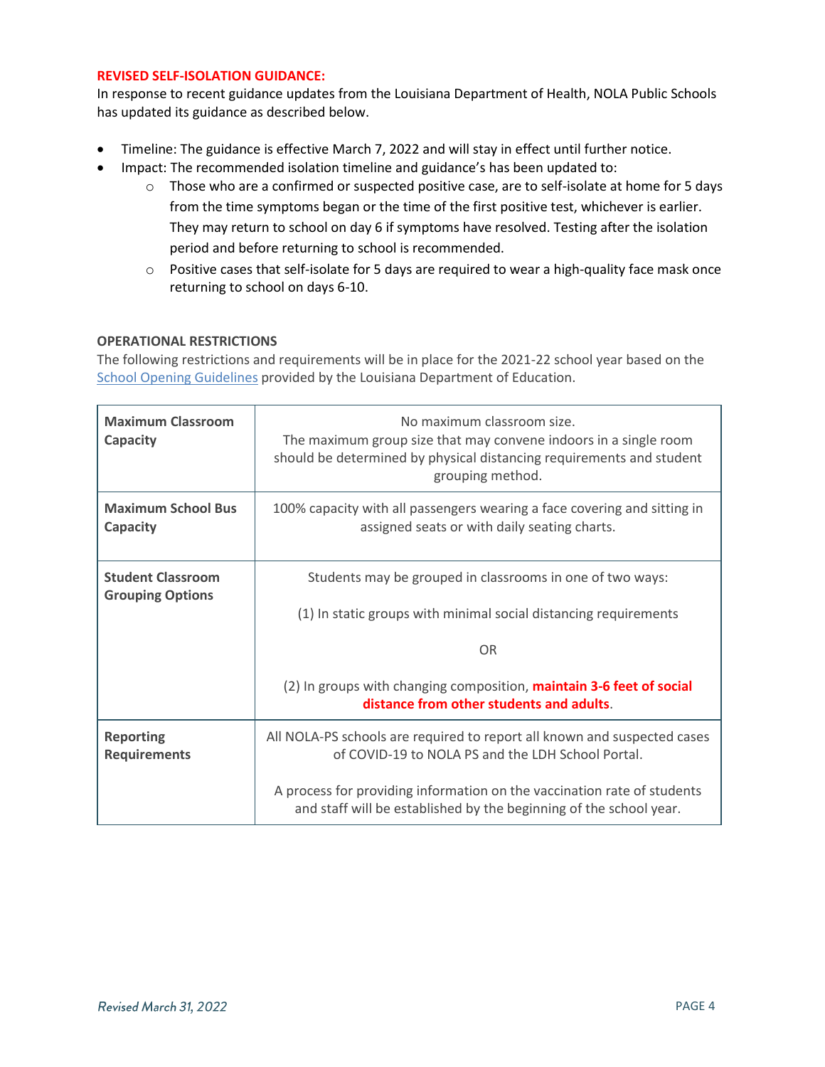**REVISED SELF-ISOLATION GUIDANCE:**

In response to recent guidance updates from the Louisiana Department of Health, NOLA Public Schools has updated its guidance as described below.

- Timeline: The guidance is effective March 7, 2022 and will stay in effect until further notice.
- Impact: The recommended isolation timeline and guidance's has been updated to:
  - Those who are a confirmed or suspected positive case, are to self-isolate at home for 5 days from the time symptoms began or the time of the first positive test, whichever is earlier. They may return to school on day 6 if symptoms have resolved. Testing after the isolation period and before returning to school is recommended.
  - Positive cases that self-isolate for 5 days are required to wear a high-quality face mask once returning to school on days 6-10.

**OPERATIONAL RESTRICTIONS**

The following restrictions and requirements will be in place for the 2021-22 school year based on the [School Opening Guidelines] provided by the Louisiana Department of Education.

| | |
|---|---|
| **Maximum Classroom Capacity** | No maximum classroom size. The maximum group size that may convene indoors in a single room should be determined by physical distancing requirements and student grouping method. |
| **Maximum School Bus Capacity** | 100% capacity with all passengers wearing a face covering and sitting in assigned seats or with daily seating charts. |
| **Student Classroom Grouping Options** | Students may be grouped in classrooms in one of two ways:<br><br>(1) In static groups with minimal social distancing requirements<br><br>OR<br><br>(2) In groups with changing composition, **maintain 3-6 feet of social distance from other students and adults**. |
| **Reporting Requirements** | All NOLA-PS schools are required to report all known and suspected cases of COVID-19 to NOLA PS and the LDH School Portal.<br><br>A process for providing information on the vaccination rate of students and staff will be established by the beginning of the school year. |

*Revised March 31, 2022*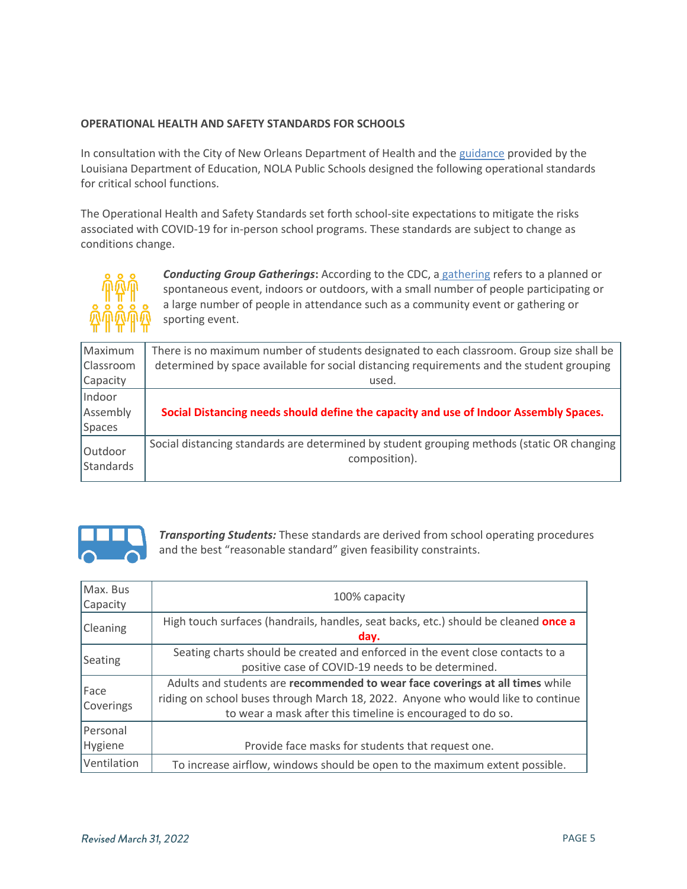## OPERATIONAL HEALTH AND SAFETY STANDARDS FOR SCHOOLS

In consultation with the City of New Orleans Department of Health and the guidance provided by the Louisiana Department of Education, NOLA Public Schools designed the following operational standards for critical school functions.

The Operational Health and Safety Standards set forth school-site expectations to mitigate the risks associated with COVID-19 for in-person school programs. These standards are subject to change as conditions change.

***Conducting Group Gatherings*:** According to the CDC, a gathering refers to a planned or spontaneous event, indoors or outdoors, with a small number of people participating or a large number of people in attendance such as a community event or gathering or sporting event.

| | |
|---|---|
| Maximum Classroom Capacity | There is no maximum number of students designated to each classroom. Group size shall be determined by space available for social distancing requirements and the student grouping used. |
| Indoor Assembly Spaces | **Social Distancing needs should define the capacity and use of Indoor Assembly Spaces.** |
| Outdoor Standards | Social distancing standards are determined by student grouping methods (static OR changing composition). |

***Transporting Students:*** These standards are derived from school operating procedures and the best "reasonable standard" given feasibility constraints.

| | |
|---|---|
| Max. Bus Capacity | 100% capacity |
| Cleaning | High touch surfaces (handrails, handles, seat backs, etc.) should be cleaned **once a day.** |
| Seating | Seating charts should be created and enforced in the event close contacts to a positive case of COVID-19 needs to be determined. |
| Face Coverings | Adults and students are **recommended to wear face coverings at all times** while riding on school buses through March 18, 2022. Anyone who would like to continue to wear a mask after this timeline is encouraged to do so. |
| Personal Hygiene | Provide face masks for students that request one. |
| Ventilation | To increase airflow, windows should be open to the maximum extent possible. |

*Revised March 31, 2022*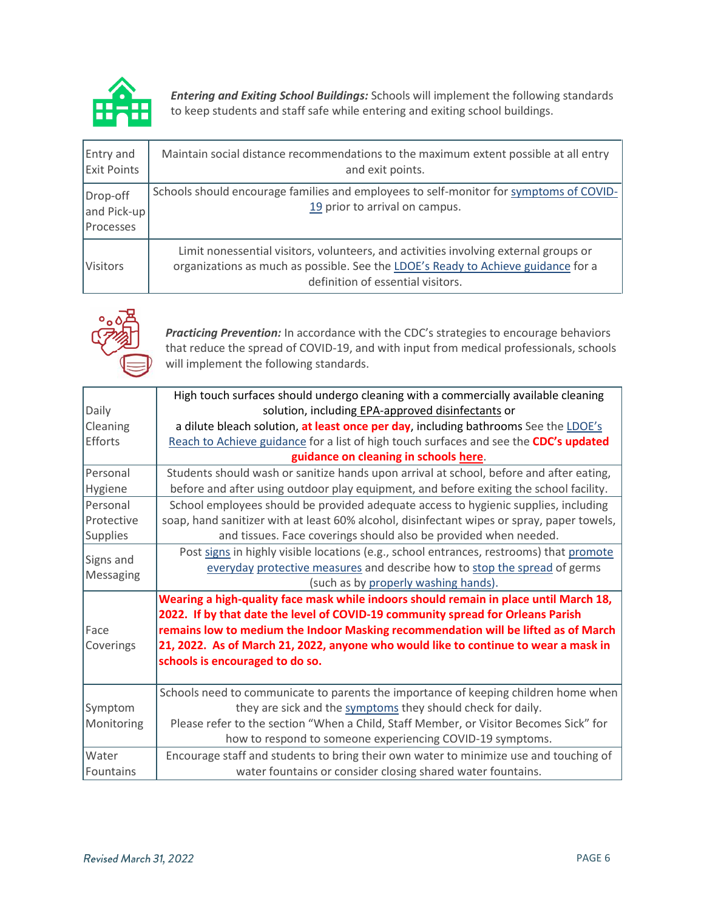***Entering and Exiting School Buildings:*** Schools will implement the following standards to keep students and staff safe while entering and exiting school buildings.

| | |
|---|---|
| Entry and Exit Points | Maintain social distance recommendations to the maximum extent possible at all entry and exit points. |
| Drop-off and Pick-up Processes | Schools should encourage families and employees to self-monitor for symptoms of COVID-19 prior to arrival on campus. |
| Visitors | Limit nonessential visitors, volunteers, and activities involving external groups or organizations as much as possible. See the LDOE's Ready to Achieve guidance for a definition of essential visitors. |

***Practicing Prevention:*** In accordance with the CDC's strategies to encourage behaviors that reduce the spread of COVID-19, and with input from medical professionals, schools will implement the following standards.

| | |
|---|---|
| Daily Cleaning Efforts | High touch surfaces should undergo cleaning with a commercially available cleaning solution, including EPA-approved disinfectants or a dilute bleach solution, **at least once per day**, including bathrooms See the LDOE's Reach to Achieve guidance for a list of high touch surfaces and see the **CDC's updated guidance on cleaning in schools here**. |
| Personal Hygiene | Students should wash or sanitize hands upon arrival at school, before and after eating, before and after using outdoor play equipment, and before exiting the school facility. |
| Personal Protective Supplies | School employees should be provided adequate access to hygienic supplies, including soap, hand sanitizer with at least 60% alcohol, disinfectant wipes or spray, paper towels, and tissues. Face coverings should also be provided when needed. |
| Signs and Messaging | Post signs in highly visible locations (e.g., school entrances, restrooms) that promote everyday protective measures and describe how to stop the spread of germs (such as by properly washing hands). |
| Face Coverings | **Wearing a high-quality face mask while indoors should remain in place until March 18, 2022. If by that date the level of COVID-19 community spread for Orleans Parish remains low to medium the Indoor Masking recommendation will be lifted as of March 21, 2022. As of March 21, 2022, anyone who would like to continue to wear a mask in schools is encouraged to do so.** |
| Symptom Monitoring | Schools need to communicate to parents the importance of keeping children home when they are sick and the symptoms they should check for daily. Please refer to the section "When a Child, Staff Member, or Visitor Becomes Sick" for how to respond to someone experiencing COVID-19 symptoms. |
| Water Fountains | Encourage staff and students to bring their own water to minimize use and touching of water fountains or consider closing shared water fountains. |

*Revised March 31, 2022*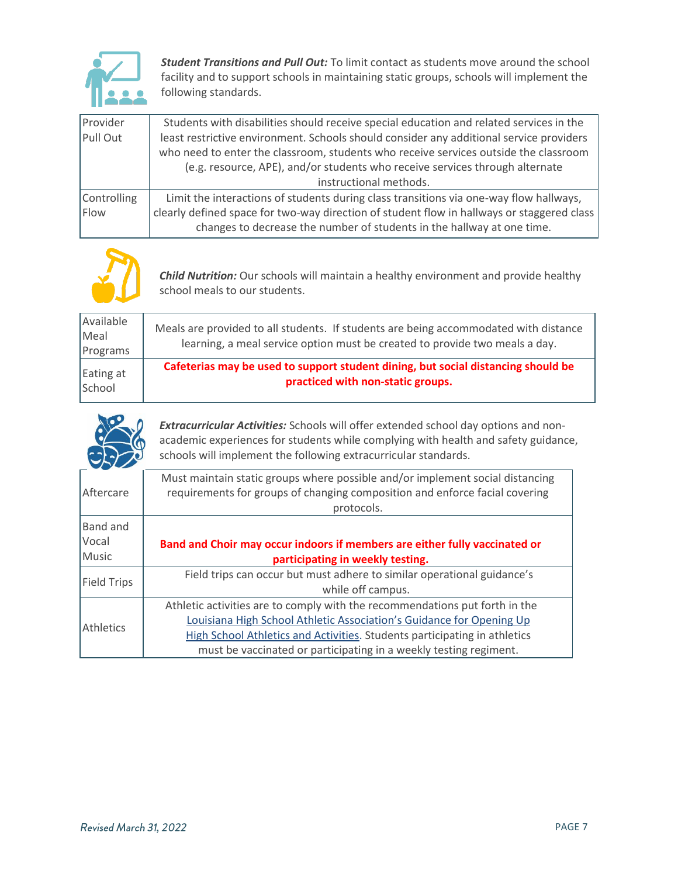***Student Transitions and Pull Out:*** To limit contact as students move around the school facility and to support schools in maintaining static groups, schools will implement the following standards.

| | |
|---|---|
| Provider Pull Out | Students with disabilities should receive special education and related services in the least restrictive environment. Schools should consider any additional service providers who need to enter the classroom, students who receive services outside the classroom (e.g. resource, APE), and/or students who receive services through alternate instructional methods. |
| Controlling Flow | Limit the interactions of students during class transitions via one-way flow hallways, clearly defined space for two-way direction of student flow in hallways or staggered class changes to decrease the number of students in the hallway at one time. |

***Child Nutrition:*** Our schools will maintain a healthy environment and provide healthy school meals to our students.

| | |
|---|---|
| Available Meal Programs | Meals are provided to all students. If students are being accommodated with distance learning, a meal service option must be created to provide two meals a day. |
| Eating at School | **Cafeterias may be used to support student dining, but social distancing should be practiced with non-static groups.** |

***Extracurricular Activities:*** Schools will offer extended school day options and non-academic experiences for students while complying with health and safety guidance, schools will implement the following extracurricular standards.

| | |
|---|---|
| Aftercare | Must maintain static groups where possible and/or implement social distancing requirements for groups of changing composition and enforce facial covering protocols. |
| Band and Vocal Music | **Band and Choir may occur indoors if members are either fully vaccinated or participating in weekly testing.** |
| Field Trips | Field trips can occur but must adhere to similar operational guidance's while off campus. |
| Athletics | Athletic activities are to comply with the recommendations put forth in the Louisiana High School Athletic Association's Guidance for Opening Up High School Athletics and Activities. Students participating in athletics must be vaccinated or participating in a weekly testing regiment. |

*Revised March 31, 2022*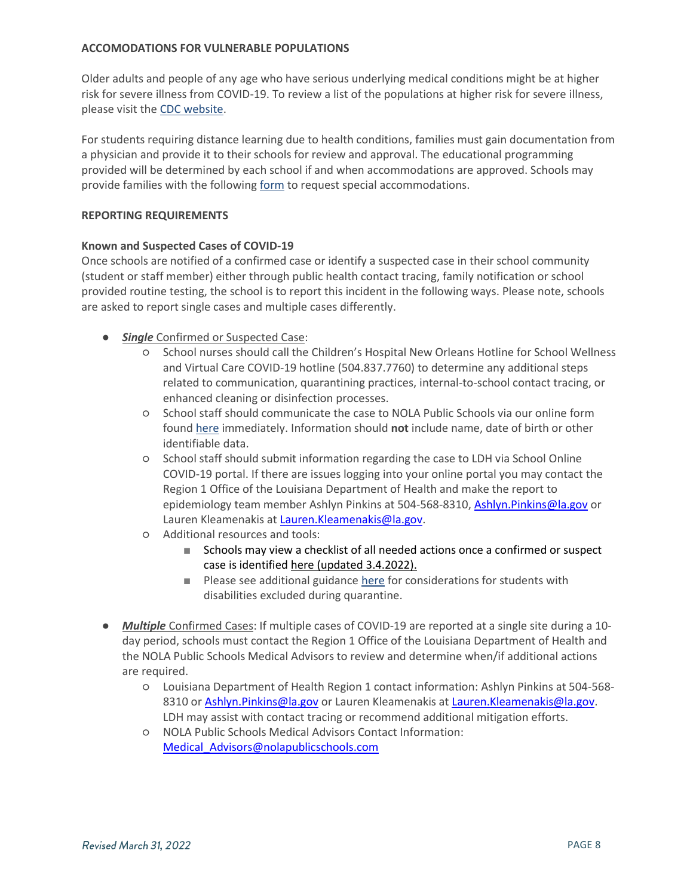**ACCOMODATIONS FOR VULNERABLE POPULATIONS**

Older adults and people of any age who have serious underlying medical conditions might be at higher risk for severe illness from COVID-19. To review a list of the populations at higher risk for severe illness, please visit the CDC website.

For students requiring distance learning due to health conditions, families must gain documentation from a physician and provide it to their schools for review and approval. The educational programming provided will be determined by each school if and when accommodations are approved. Schools may provide families with the following form to request special accommodations.

**REPORTING REQUIREMENTS**

**Known and Suspected Cases of COVID-19**

Once schools are notified of a confirmed case or identify a suspected case in their school community (student or staff member) either through public health contact tracing, family notification or school provided routine testing, the school is to report this incident in the following ways. Please note, schools are asked to report single cases and multiple cases differently.

- ***Single*** Confirmed or Suspected Case:
  - School nurses should call the Children's Hospital New Orleans Hotline for School Wellness and Virtual Care COVID-19 hotline (504.837.7760) to determine any additional steps related to communication, quarantining practices, internal-to-school contact tracing, or enhanced cleaning or disinfection processes.
  - School staff should communicate the case to NOLA Public Schools via our online form found here immediately. Information should **not** include name, date of birth or other identifiable data.
  - School staff should submit information regarding the case to LDH via School Online COVID-19 portal. If there are issues logging into your online portal you may contact the Region 1 Office of the Louisiana Department of Health and make the report to epidemiology team member Ashlyn Pinkins at 504-568-8310, Ashlyn.Pinkins@la.gov or Lauren Kleamenakis at Lauren.Kleamenakis@la.gov.
  - Additional resources and tools:
    - Schools may view a checklist of all needed actions once a confirmed or suspect case is identified here (updated 3.4.2022).
    - Please see additional guidance here for considerations for students with disabilities excluded during quarantine.

- ***Multiple*** Confirmed Cases: If multiple cases of COVID-19 are reported at a single site during a 10-day period, schools must contact the Region 1 Office of the Louisiana Department of Health and the NOLA Public Schools Medical Advisors to review and determine when/if additional actions are required.
  - Louisiana Department of Health Region 1 contact information: Ashlyn Pinkins at 504-568-8310 or Ashlyn.Pinkins@la.gov or Lauren Kleamenakis at Lauren.Kleamenakis@la.gov. LDH may assist with contact tracing or recommend additional mitigation efforts.
  - NOLA Public Schools Medical Advisors Contact Information: Medical_Advisors@nolapublicschools.com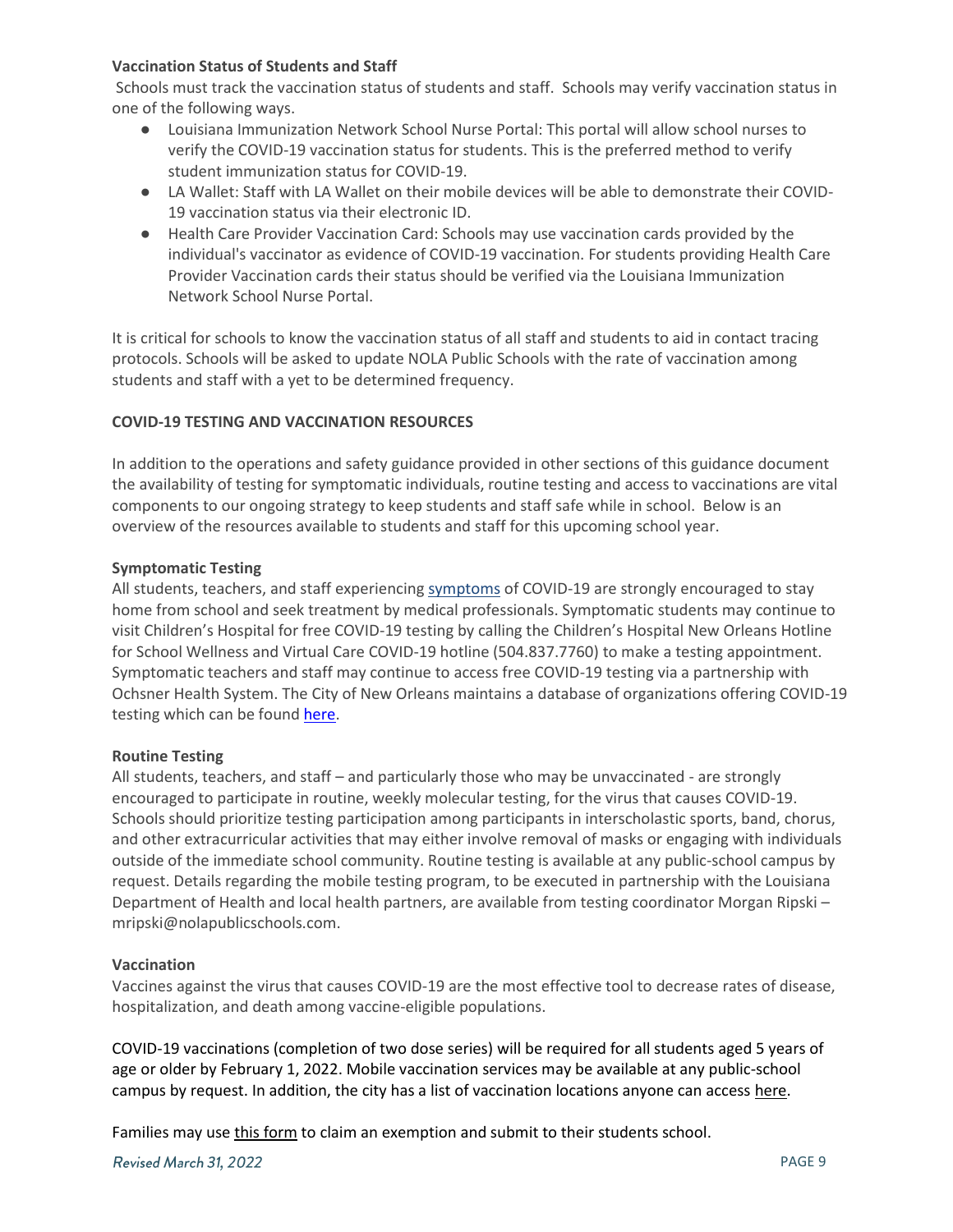**Vaccination Status of Students and Staff**

Schools must track the vaccination status of students and staff. Schools may verify vaccination status in one of the following ways.

- Louisiana Immunization Network School Nurse Portal: This portal will allow school nurses to verify the COVID-19 vaccination status for students. This is the preferred method to verify student immunization status for COVID-19.
- LA Wallet: Staff with LA Wallet on their mobile devices will be able to demonstrate their COVID-19 vaccination status via their electronic ID.
- Health Care Provider Vaccination Card: Schools may use vaccination cards provided by the individual's vaccinator as evidence of COVID-19 vaccination. For students providing Health Care Provider Vaccination cards their status should be verified via the Louisiana Immunization Network School Nurse Portal.

It is critical for schools to know the vaccination status of all staff and students to aid in contact tracing protocols. Schools will be asked to update NOLA Public Schools with the rate of vaccination among students and staff with a yet to be determined frequency.

## COVID-19 TESTING AND VACCINATION RESOURCES

In addition to the operations and safety guidance provided in other sections of this guidance document the availability of testing for symptomatic individuals, routine testing and access to vaccinations are vital components to our ongoing strategy to keep students and staff safe while in school. Below is an overview of the resources available to students and staff for this upcoming school year.

**Symptomatic Testing**

All students, teachers, and staff experiencing symptoms of COVID-19 are strongly encouraged to stay home from school and seek treatment by medical professionals. Symptomatic students may continue to visit Children's Hospital for free COVID-19 testing by calling the Children's Hospital New Orleans Hotline for School Wellness and Virtual Care COVID-19 hotline (504.837.7760) to make a testing appointment. Symptomatic teachers and staff may continue to access free COVID-19 testing via a partnership with Ochsner Health System. The City of New Orleans maintains a database of organizations offering COVID-19 testing which can be found here.

**Routine Testing**

All students, teachers, and staff – and particularly those who may be unvaccinated - are strongly encouraged to participate in routine, weekly molecular testing, for the virus that causes COVID-19. Schools should prioritize testing participation among participants in interscholastic sports, band, chorus, and other extracurricular activities that may either involve removal of masks or engaging with individuals outside of the immediate school community. Routine testing is available at any public-school campus by request. Details regarding the mobile testing program, to be executed in partnership with the Louisiana Department of Health and local health partners, are available from testing coordinator Morgan Ripski – mripski@nolapublicschools.com.

**Vaccination**

Vaccines against the virus that causes COVID-19 are the most effective tool to decrease rates of disease, hospitalization, and death among vaccine-eligible populations.

COVID-19 vaccinations (completion of two dose series) will be required for all students aged 5 years of age or older by February 1, 2022. Mobile vaccination services may be available at any public-school campus by request. In addition, the city has a list of vaccination locations anyone can access here.

Families may use this form to claim an exemption and submit to their students school.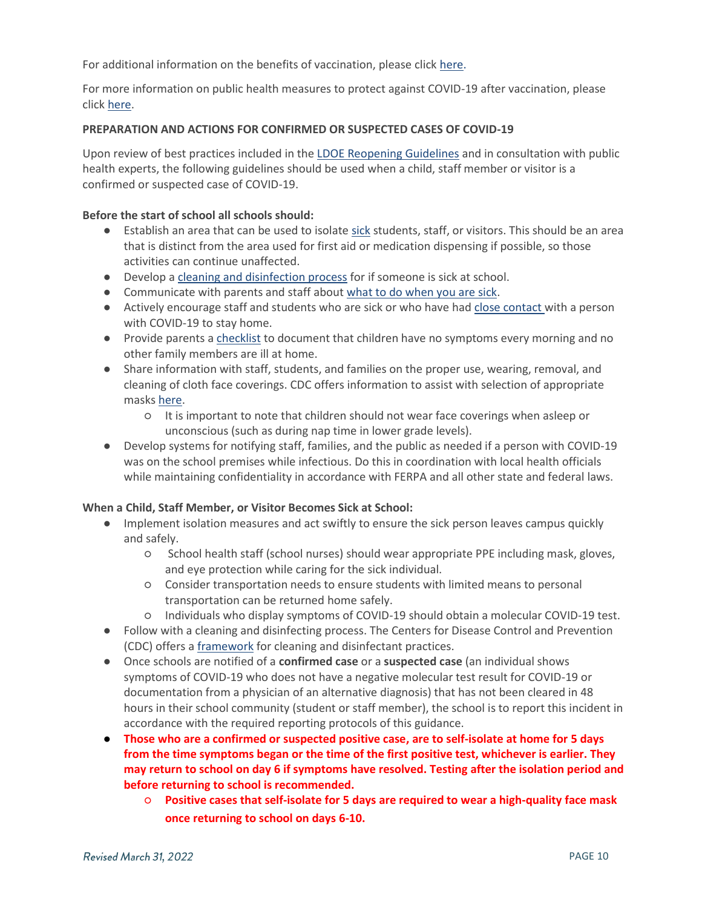For additional information on the benefits of vaccination, please click here.

For more information on public health measures to protect against COVID-19 after vaccination, please click here.

**PREPARATION AND ACTIONS FOR CONFIRMED OR SUSPECTED CASES OF COVID-19**

Upon review of best practices included in the LDOE Reopening Guidelines and in consultation with public health experts, the following guidelines should be used when a child, staff member or visitor is a confirmed or suspected case of COVID-19.

**Before the start of school all schools should:**

- Establish an area that can be used to isolate sick students, staff, or visitors. This should be an area that is distinct from the area used for first aid or medication dispensing if possible, so those activities can continue unaffected.
- Develop a cleaning and disinfection process for if someone is sick at school.
- Communicate with parents and staff about what to do when you are sick.
- Actively encourage staff and students who are sick or who have had close contact with a person with COVID-19 to stay home.
- Provide parents a checklist to document that children have no symptoms every morning and no other family members are ill at home.
- Share information with staff, students, and families on the proper use, wearing, removal, and cleaning of cloth face coverings. CDC offers information to assist with selection of appropriate masks here.
  - It is important to note that children should not wear face coverings when asleep or unconscious (such as during nap time in lower grade levels).
- Develop systems for notifying staff, families, and the public as needed if a person with COVID-19 was on the school premises while infectious. Do this in coordination with local health officials while maintaining confidentiality in accordance with FERPA and all other state and federal laws.

**When a Child, Staff Member, or Visitor Becomes Sick at School:**

- Implement isolation measures and act swiftly to ensure the sick person leaves campus quickly and safely.
  - School health staff (school nurses) should wear appropriate PPE including mask, gloves, and eye protection while caring for the sick individual.
  - Consider transportation needs to ensure students with limited means to personal transportation can be returned home safely.
  - Individuals who display symptoms of COVID-19 should obtain a molecular COVID-19 test.
- Follow with a cleaning and disinfecting process. The Centers for Disease Control and Prevention (CDC) offers a framework for cleaning and disinfectant practices.
- Once schools are notified of a **confirmed case** or a **suspected case** (an individual shows symptoms of COVID-19 who does not have a negative molecular test result for COVID-19 or documentation from a physician of an alternative diagnosis) that has not been cleared in 48 hours in their school community (student or staff member), the school is to report this incident in accordance with the required reporting protocols of this guidance.
- **Those who are a confirmed or suspected positive case, are to self-isolate at home for 5 days from the time symptoms began or the time of the first positive test, whichever is earlier. They may return to school on day 6 if symptoms have resolved. Testing after the isolation period and before returning to school is recommended.**
  - **Positive cases that self-isolate for 5 days are required to wear a high-quality face mask once returning to school on days 6-10.**

*Revised March 31, 2022*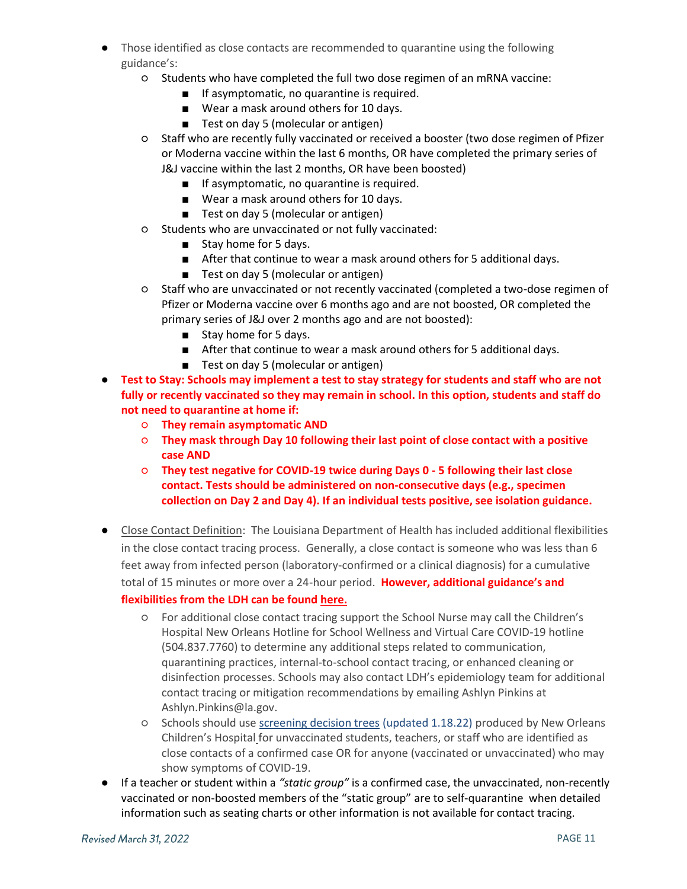- Those identified as close contacts are recommended to quarantine using the following guidance's:
  - Students who have completed the full two dose regimen of an mRNA vaccine:
    - If asymptomatic, no quarantine is required.
    - Wear a mask around others for 10 days.
    - Test on day 5 (molecular or antigen)
  - Staff who are recently fully vaccinated or received a booster (two dose regimen of Pfizer or Moderna vaccine within the last 6 months, OR have completed the primary series of J&J vaccine within the last 2 months, OR have been boosted)
    - If asymptomatic, no quarantine is required.
    - Wear a mask around others for 10 days.
    - Test on day 5 (molecular or antigen)
  - Students who are unvaccinated or not fully vaccinated:
    - Stay home for 5 days.
    - After that continue to wear a mask around others for 5 additional days.
    - Test on day 5 (molecular or antigen)
  - Staff who are unvaccinated or not recently vaccinated (completed a two-dose regimen of Pfizer or Moderna vaccine over 6 months ago and are not boosted, OR completed the primary series of J&J over 2 months ago and are not boosted):
    - Stay home for 5 days.
    - After that continue to wear a mask around others for 5 additional days.
    - Test on day 5 (molecular or antigen)
- **Test to Stay: Schools may implement a test to stay strategy for students and staff who are not fully or recently vaccinated so they may remain in school. In this option, students and staff do not need to quarantine at home if:**
  - **They remain asymptomatic AND**
  - **They mask through Day 10 following their last point of close contact with a positive case AND**
  - **They test negative for COVID-19 twice during Days 0 - 5 following their last close contact. Tests should be administered on non-consecutive days (e.g., specimen collection on Day 2 and Day 4). If an individual tests positive, see isolation guidance.**
- Close Contact Definition: The Louisiana Department of Health has included additional flexibilities in the close contact tracing process. Generally, a close contact is someone who was less than 6 feet away from infected person (laboratory-confirmed or a clinical diagnosis) for a cumulative total of 15 minutes or more over a 24-hour period. **However, additional guidance's and flexibilities from the LDH can be found here.**
  - For additional close contact tracing support the School Nurse may call the Children's Hospital New Orleans Hotline for School Wellness and Virtual Care COVID-19 hotline (504.837.7760) to determine any additional steps related to communication, quarantining practices, internal-to-school contact tracing, or enhanced cleaning or disinfection processes. Schools may also contact LDH's epidemiology team for additional contact tracing or mitigation recommendations by emailing Ashlyn Pinkins at Ashlyn.Pinkins@la.gov.
  - Schools should use screening decision trees (updated 1.18.22) produced by New Orleans Children's Hospital for unvaccinated students, teachers, or staff who are identified as close contacts of a confirmed case OR for anyone (vaccinated or unvaccinated) who may show symptoms of COVID-19.
- If a teacher or student within a *"static group"* is a confirmed case, the unvaccinated, non-recently vaccinated or non-boosted members of the "static group" are to self-quarantine when detailed information such as seating charts or other information is not available for contact tracing.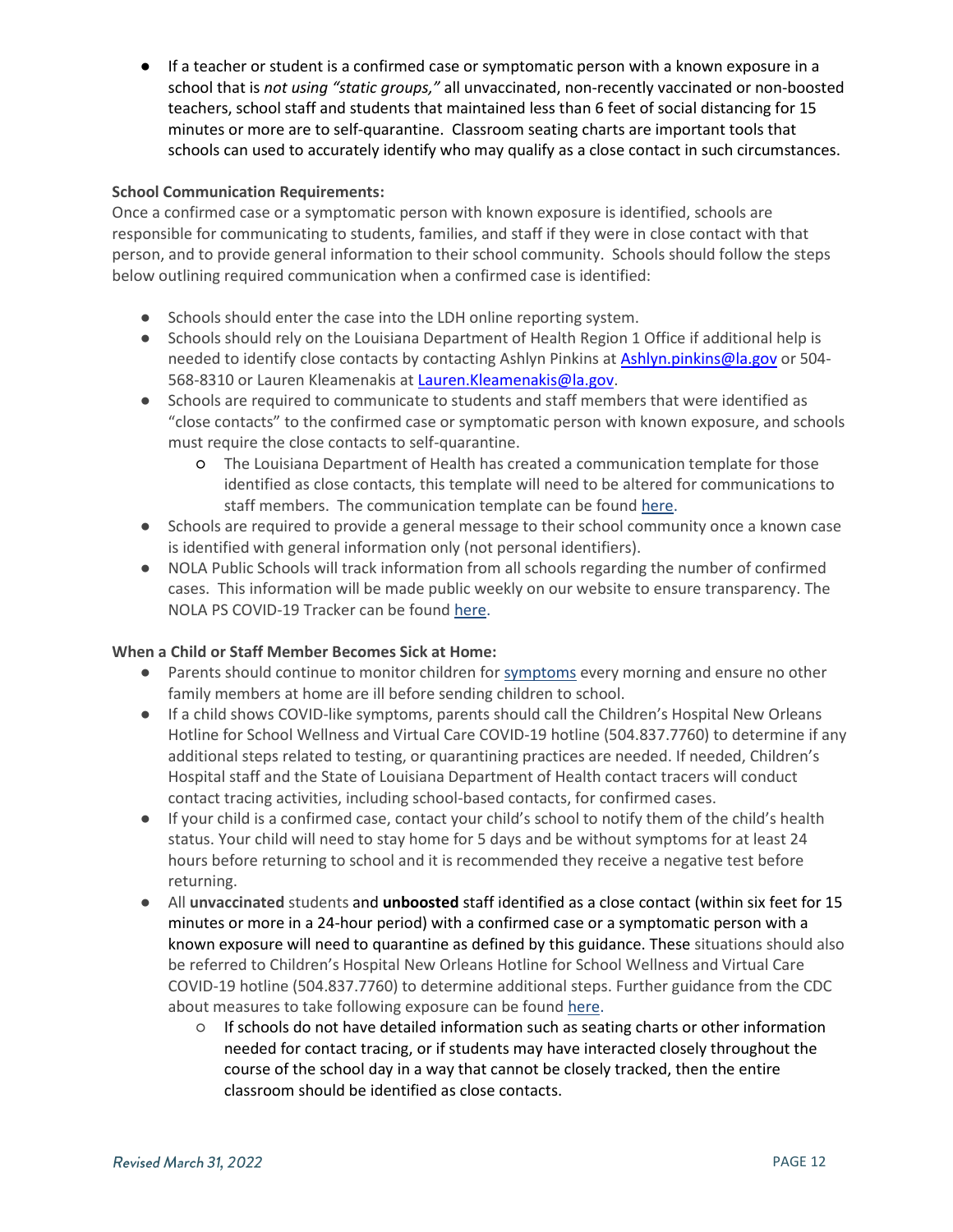- If a teacher or student is a confirmed case or symptomatic person with a known exposure in a school that is *not using "static groups,"* all unvaccinated, non-recently vaccinated or non-boosted teachers, school staff and students that maintained less than 6 feet of social distancing for 15 minutes or more are to self-quarantine. Classroom seating charts are important tools that schools can used to accurately identify who may qualify as a close contact in such circumstances.

**School Communication Requirements:**

Once a confirmed case or a symptomatic person with known exposure is identified, schools are responsible for communicating to students, families, and staff if they were in close contact with that person, and to provide general information to their school community. Schools should follow the steps below outlining required communication when a confirmed case is identified:

- Schools should enter the case into the LDH online reporting system.
- Schools should rely on the Louisiana Department of Health Region 1 Office if additional help is needed to identify close contacts by contacting Ashlyn Pinkins at [Ashlyn.pinkins@la.gov](mailto:Ashlyn.pinkins@la.gov) or 504-568-8310 or Lauren Kleamenakis at [Lauren.Kleamenakis@la.gov](mailto:Lauren.Kleamenakis@la.gov).
- Schools are required to communicate to students and staff members that were identified as "close contacts" to the confirmed case or symptomatic person with known exposure, and schools must require the close contacts to self-quarantine.
  - The Louisiana Department of Health has created a communication template for those identified as close contacts, this template will need to be altered for communications to staff members. The communication template can be found here.
- Schools are required to provide a general message to their school community once a known case is identified with general information only (not personal identifiers).
- NOLA Public Schools will track information from all schools regarding the number of confirmed cases. This information will be made public weekly on our website to ensure transparency. The NOLA PS COVID-19 Tracker can be found here.

**When a Child or Staff Member Becomes Sick at Home:**

- Parents should continue to monitor children for symptoms every morning and ensure no other family members at home are ill before sending children to school.
- If a child shows COVID-like symptoms, parents should call the Children's Hospital New Orleans Hotline for School Wellness and Virtual Care COVID-19 hotline (504.837.7760) to determine if any additional steps related to testing, or quarantining practices are needed. If needed, Children's Hospital staff and the State of Louisiana Department of Health contact tracers will conduct contact tracing activities, including school-based contacts, for confirmed cases.
- If your child is a confirmed case, contact your child's school to notify them of the child's health status. Your child will need to stay home for 5 days and be without symptoms for at least 24 hours before returning to school and it is recommended they receive a negative test before returning.
- All **unvaccinated** students and **unboosted** staff identified as a close contact (within six feet for 15 minutes or more in a 24-hour period) with a confirmed case or a symptomatic person with a known exposure will need to quarantine as defined by this guidance. These situations should also be referred to Children's Hospital New Orleans Hotline for School Wellness and Virtual Care COVID-19 hotline (504.837.7760) to determine additional steps. Further guidance from the CDC about measures to take following exposure can be found here.
  - If schools do not have detailed information such as seating charts or other information needed for contact tracing, or if students may have interacted closely throughout the course of the school day in a way that cannot be closely tracked, then the entire classroom should be identified as close contacts.

*Revised March 31, 2022*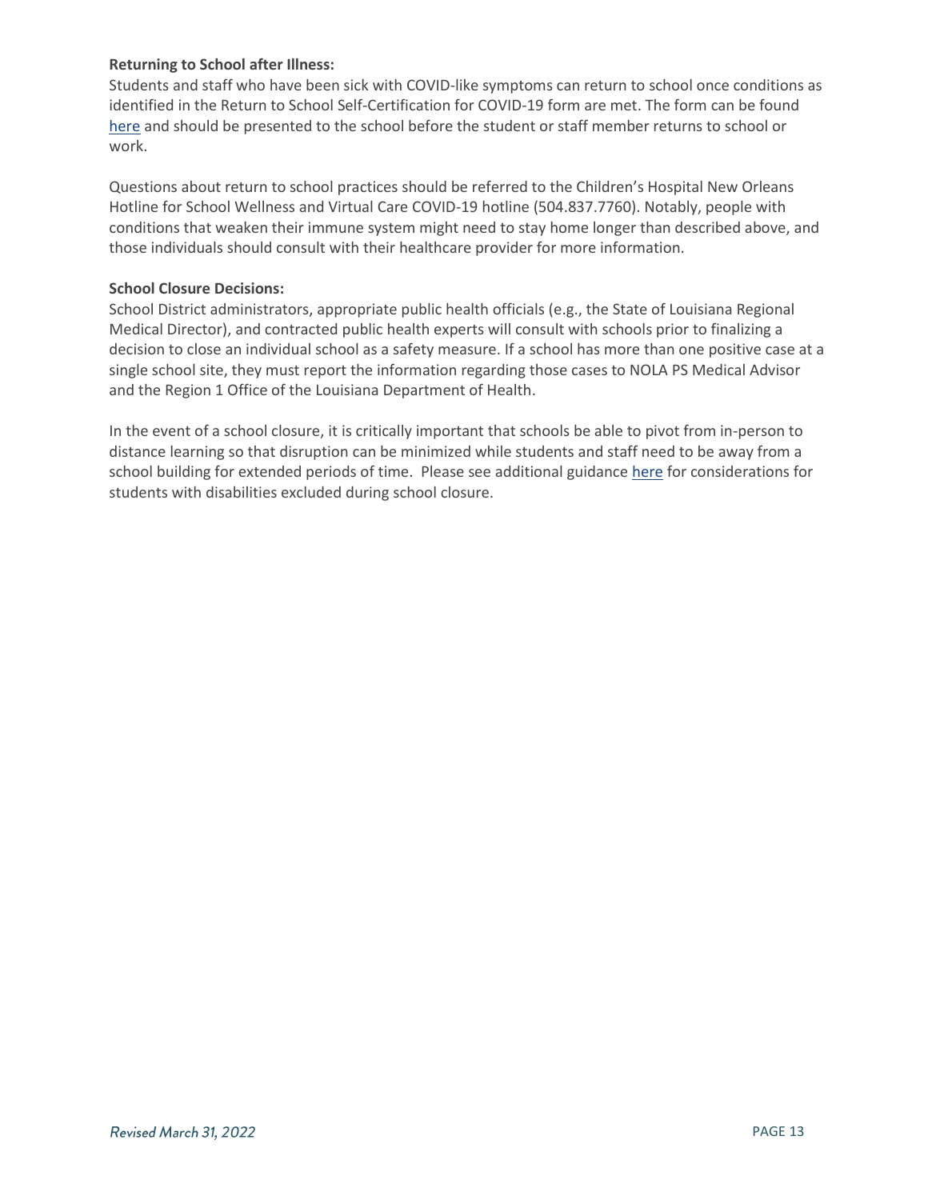**Returning to School after Illness:**

Students and staff who have been sick with COVID-like symptoms can return to school once conditions as identified in the Return to School Self-Certification for COVID-19 form are met. The form can be found here and should be presented to the school before the student or staff member returns to school or work.

Questions about return to school practices should be referred to the Children's Hospital New Orleans Hotline for School Wellness and Virtual Care COVID-19 hotline (504.837.7760). Notably, people with conditions that weaken their immune system might need to stay home longer than described above, and those individuals should consult with their healthcare provider for more information.

**School Closure Decisions:**

School District administrators, appropriate public health officials (e.g., the State of Louisiana Regional Medical Director), and contracted public health experts will consult with schools prior to finalizing a decision to close an individual school as a safety measure. If a school has more than one positive case at a single school site, they must report the information regarding those cases to NOLA PS Medical Advisor and the Region 1 Office of the Louisiana Department of Health.

In the event of a school closure, it is critically important that schools be able to pivot from in-person to distance learning so that disruption can be minimized while students and staff need to be away from a school building for extended periods of time. Please see additional guidance here for considerations for students with disabilities excluded during school closure.